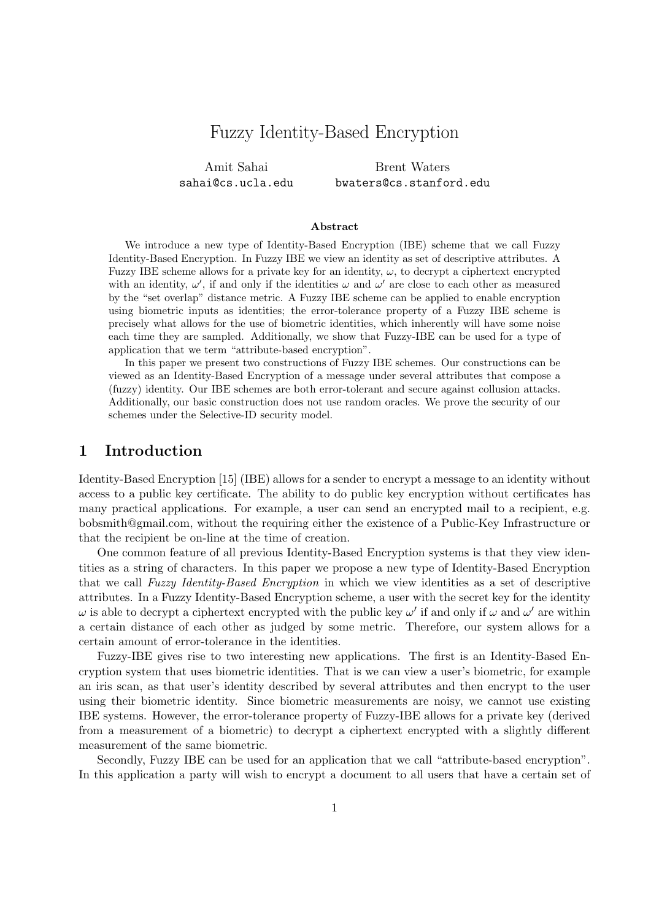# Fuzzy Identity-Based Encryption

Amit Sahai
sahai@cs.ucla.edu

Brent Waters
bwaters@cs.stanford.edu

### Abstract

We introduce a new type of Identity-Based Encryption (IBE) scheme that we call Fuzzy Identity-Based Encryption. In Fuzzy IBE we view an identity as set of descriptive attributes. A Fuzzy IBE scheme allows for a private key for an identity, $\omega$, to decrypt a ciphertext encrypted with an identity, $\omega'$, if and only if the identities $\omega$ and $\omega'$ are close to each other as measured by the "set overlap" distance metric. A Fuzzy IBE scheme can be applied to enable encryption using biometric inputs as identities; the error-tolerance property of a Fuzzy IBE scheme is precisely what allows for the use of biometric identities, which inherently will have some noise each time they are sampled. Additionally, we show that Fuzzy-IBE can be used for a type of application that we term "attribute-based encryption".

In this paper we present two constructions of Fuzzy IBE schemes. Our constructions can be viewed as an Identity-Based Encryption of a message under several attributes that compose a (fuzzy) identity. Our IBE schemes are both error-tolerant and secure against collusion attacks. Additionally, our basic construction does not use random oracles. We prove the security of our schemes under the Selective-ID security model.

## 1 Introduction

Identity-Based Encryption [15] (IBE) allows for a sender to encrypt a message to an identity without access to a public key certificate. The ability to do public key encryption without certificates has many practical applications. For example, a user can send an encrypted mail to a recipient, e.g. bobsmith@gmail.com, without the requiring either the existence of a Public-Key Infrastructure or that the recipient be on-line at the time of creation.

One common feature of all previous Identity-Based Encryption systems is that they view identities as a string of characters. In this paper we propose a new type of Identity-Based Encryption that we call *Fuzzy Identity-Based Encryption* in which we view identities as a set of descriptive attributes. In a Fuzzy Identity-Based Encryption scheme, a user with the secret key for the identity $\omega$ is able to decrypt a ciphertext encrypted with the public key $\omega'$ if and only if $\omega$ and $\omega'$ are within a certain distance of each other as judged by some metric. Therefore, our system allows for a certain amount of error-tolerance in the identities.

Fuzzy-IBE gives rise to two interesting new applications. The first is an Identity-Based Encryption system that uses biometric identities. That is we can view a user's biometric, for example an iris scan, as that user's identity described by several attributes and then encrypt to the user using their biometric identity. Since biometric measurements are noisy, we cannot use existing IBE systems. However, the error-tolerance property of Fuzzy-IBE allows for a private key (derived from a measurement of a biometric) to decrypt a ciphertext encrypted with a slightly different measurement of the same biometric.

Secondly, Fuzzy IBE can be used for an application that we call "attribute-based encryption". In this application a party will wish to encrypt a document to all users that have a certain set of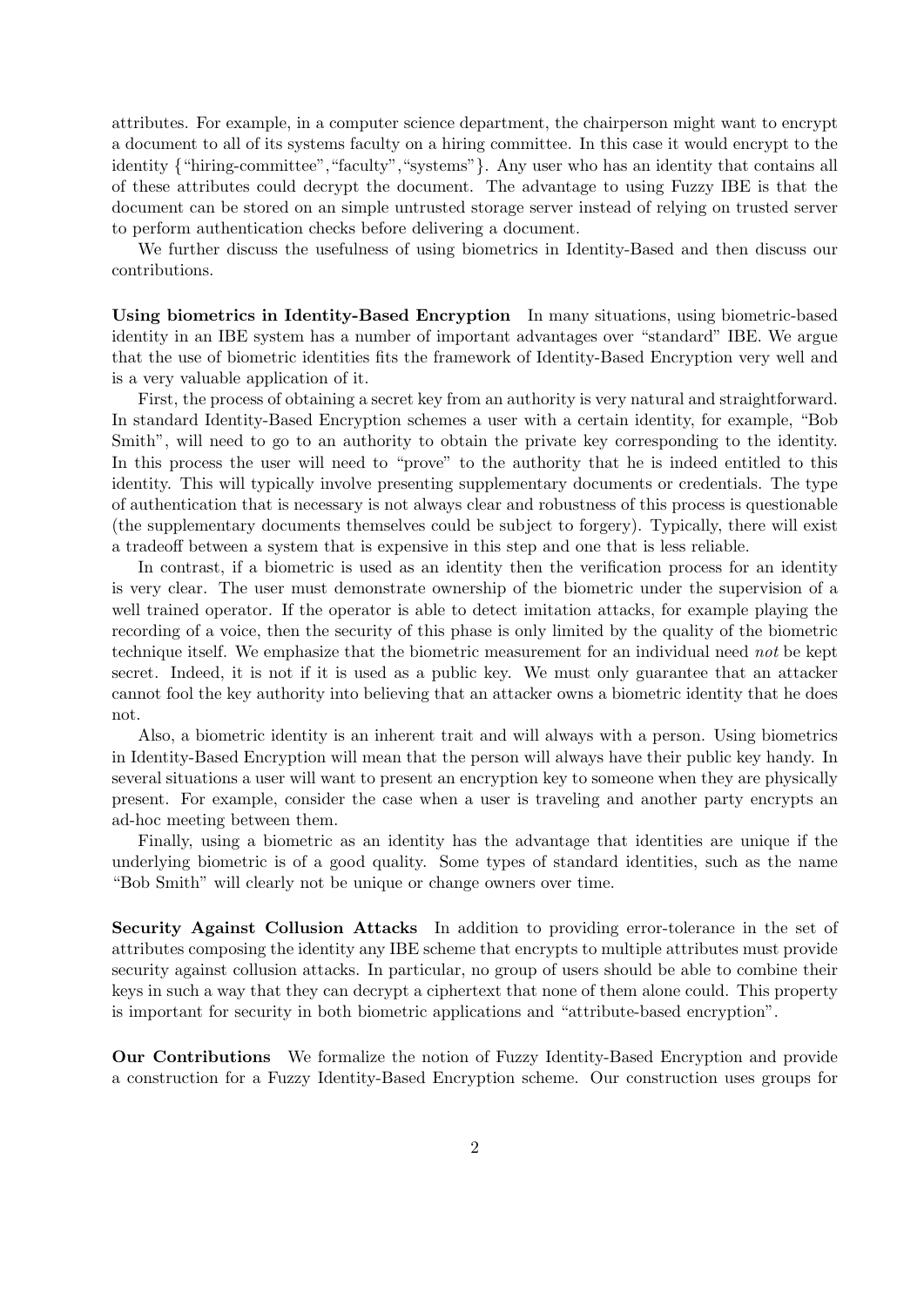attributes. For example, in a computer science department, the chairperson might want to encrypt a document to all of its systems faculty on a hiring committee. In this case it would encrypt to the identity {"hiring-committee","faculty","systems"}. Any user who has an identity that contains all of these attributes could decrypt the document. The advantage to using Fuzzy IBE is that the document can be stored on an simple untrusted storage server instead of relying on trusted server to perform authentication checks before delivering a document.

We further discuss the usefulness of using biometrics in Identity-Based and then discuss our contributions.

**Using biometrics in Identity-Based Encryption** In many situations, using biometric-based identity in an IBE system has a number of important advantages over "standard" IBE. We argue that the use of biometric identities fits the framework of Identity-Based Encryption very well and is a very valuable application of it.

First, the process of obtaining a secret key from an authority is very natural and straightforward. In standard Identity-Based Encryption schemes a user with a certain identity, for example, "Bob Smith", will need to go to an authority to obtain the private key corresponding to the identity. In this process the user will need to "prove" to the authority that he is indeed entitled to this identity. This will typically involve presenting supplementary documents or credentials. The type of authentication that is necessary is not always clear and robustness of this process is questionable (the supplementary documents themselves could be subject to forgery). Typically, there will exist a tradeoff between a system that is expensive in this step and one that is less reliable.

In contrast, if a biometric is used as an identity then the verification process for an identity is very clear. The user must demonstrate ownership of the biometric under the supervision of a well trained operator. If the operator is able to detect imitation attacks, for example playing the recording of a voice, then the security of this phase is only limited by the quality of the biometric technique itself. We emphasize that the biometric measurement for an individual need *not* be kept secret. Indeed, it is not if it is used as a public key. We must only guarantee that an attacker cannot fool the key authority into believing that an attacker owns a biometric identity that he does not.

Also, a biometric identity is an inherent trait and will always with a person. Using biometrics in Identity-Based Encryption will mean that the person will always have their public key handy. In several situations a user will want to present an encryption key to someone when they are physically present. For example, consider the case when a user is traveling and another party encrypts an ad-hoc meeting between them.

Finally, using a biometric as an identity has the advantage that identities are unique if the underlying biometric is of a good quality. Some types of standard identities, such as the name "Bob Smith" will clearly not be unique or change owners over time.

**Security Against Collusion Attacks** In addition to providing error-tolerance in the set of attributes composing the identity any IBE scheme that encrypts to multiple attributes must provide security against collusion attacks. In particular, no group of users should be able to combine their keys in such a way that they can decrypt a ciphertext that none of them alone could. This property is important for security in both biometric applications and "attribute-based encryption".

**Our Contributions** We formalize the notion of Fuzzy Identity-Based Encryption and provide a construction for a Fuzzy Identity-Based Encryption scheme. Our construction uses groups for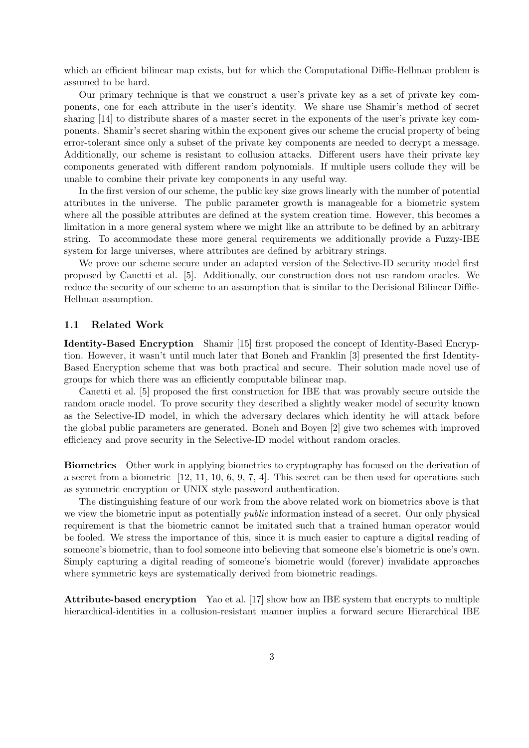which an efficient bilinear map exists, but for which the Computational Diffie-Hellman problem is assumed to be hard.

Our primary technique is that we construct a user's private key as a set of private key components, one for each attribute in the user's identity. We share use Shamir's method of secret sharing [14] to distribute shares of a master secret in the exponents of the user's private key components. Shamir's secret sharing within the exponent gives our scheme the crucial property of being error-tolerant since only a subset of the private key components are needed to decrypt a message. Additionally, our scheme is resistant to collusion attacks. Different users have their private key components generated with different random polynomials. If multiple users collude they will be unable to combine their private key components in any useful way.

In the first version of our scheme, the public key size grows linearly with the number of potential attributes in the universe. The public parameter growth is manageable for a biometric system where all the possible attributes are defined at the system creation time. However, this becomes a limitation in a more general system where we might like an attribute to be defined by an arbitrary string. To accommodate these more general requirements we additionally provide a Fuzzy-IBE system for large universes, where attributes are defined by arbitrary strings.

We prove our scheme secure under an adapted version of the Selective-ID security model first proposed by Canetti et al. [5]. Additionally, our construction does not use random oracles. We reduce the security of our scheme to an assumption that is similar to the Decisional Bilinear Diffie-Hellman assumption.

### 1.1 Related Work

**Identity-Based Encryption** Shamir [15] first proposed the concept of Identity-Based Encryption. However, it wasn't until much later that Boneh and Franklin [3] presented the first Identity-Based Encryption scheme that was both practical and secure. Their solution made novel use of groups for which there was an efficiently computable bilinear map.

Canetti et al. [5] proposed the first construction for IBE that was provably secure outside the random oracle model. To prove security they described a slightly weaker model of security known as the Selective-ID model, in which the adversary declares which identity he will attack before the global public parameters are generated. Boneh and Boyen [2] give two schemes with improved efficiency and prove security in the Selective-ID model without random oracles.

**Biometrics** Other work in applying biometrics to cryptography has focused on the derivation of a secret from a biometric [12, 11, 10, 6, 9, 7, 4]. This secret can be then used for operations such as symmetric encryption or UNIX style password authentication.

The distinguishing feature of our work from the above related work on biometrics above is that we view the biometric input as potentially *public* information instead of a secret. Our only physical requirement is that the biometric cannot be imitated such that a trained human operator would be fooled. We stress the importance of this, since it is much easier to capture a digital reading of someone's biometric, than to fool someone into believing that someone else's biometric is one's own. Simply capturing a digital reading of someone's biometric would (forever) invalidate approaches where symmetric keys are systematically derived from biometric readings.

**Attribute-based encryption** Yao et al. [17] show how an IBE system that encrypts to multiple hierarchical-identities in a collusion-resistant manner implies a forward secure Hierarchical IBE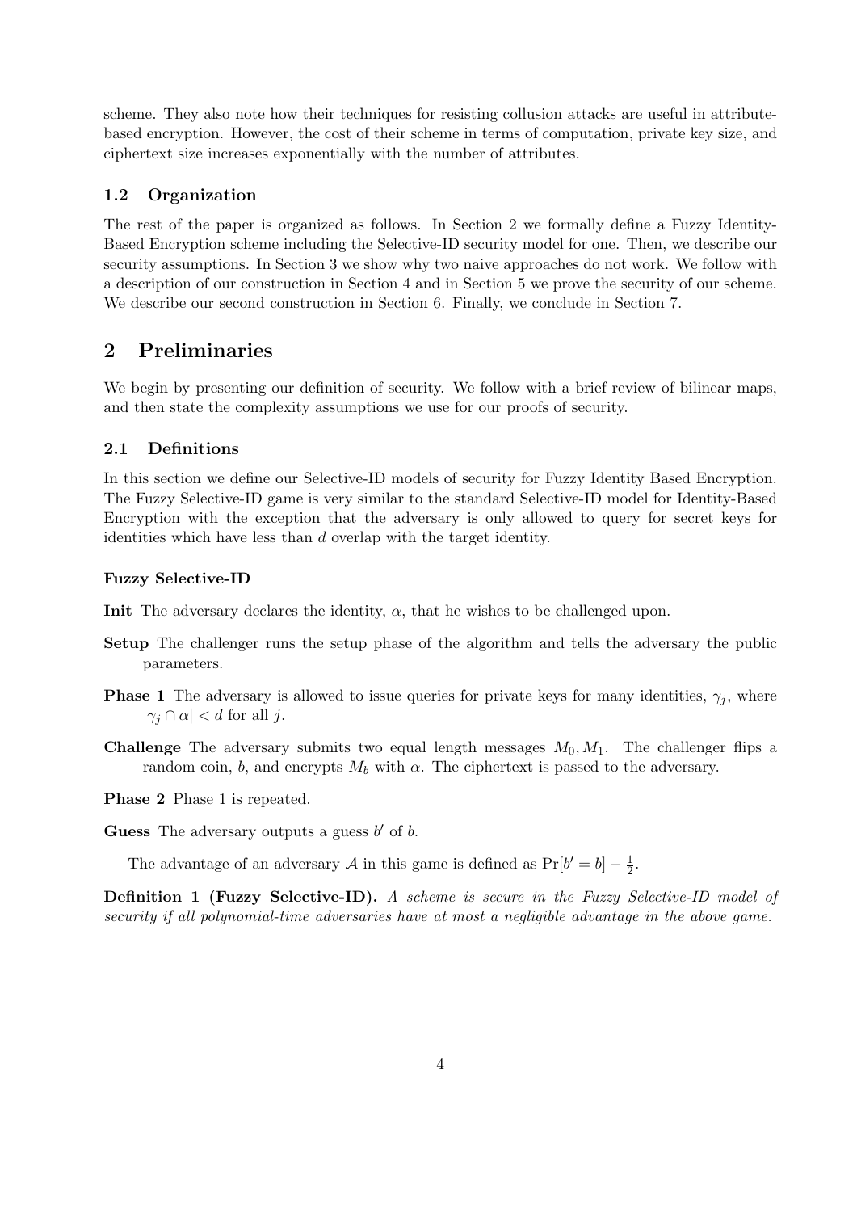scheme. They also note how their techniques for resisting collusion attacks are useful in attribute-based encryption. However, the cost of their scheme in terms of computation, private key size, and ciphertext size increases exponentially with the number of attributes.

### 1.2 Organization

The rest of the paper is organized as follows. In Section 2 we formally define a Fuzzy Identity-Based Encryption scheme including the Selective-ID security model for one. Then, we describe our security assumptions. In Section 3 we show why two naive approaches do not work. We follow with a description of our construction in Section 4 and in Section 5 we prove the security of our scheme. We describe our second construction in Section 6. Finally, we conclude in Section 7.

## 2 Preliminaries

We begin by presenting our definition of security. We follow with a brief review of bilinear maps, and then state the complexity assumptions we use for our proofs of security.

### 2.1 Definitions

In this section we define our Selective-ID models of security for Fuzzy Identity Based Encryption. The Fuzzy Selective-ID game is very similar to the standard Selective-ID model for Identity-Based Encryption with the exception that the adversary is only allowed to query for secret keys for identities which have less than $d$ overlap with the target identity.

**Fuzzy Selective-ID**

**Init** The adversary declares the identity, $\alpha$, that he wishes to be challenged upon.

**Setup** The challenger runs the setup phase of the algorithm and tells the adversary the public parameters.

**Phase 1** The adversary is allowed to issue queries for private keys for many identities, $\gamma_j$, where $|\gamma_j \cap \alpha| < d$ for all $j$.

**Challenge** The adversary submits two equal length messages $M_0, M_1$. The challenger flips a random coin, $b$, and encrypts $M_b$ with $\alpha$. The ciphertext is passed to the adversary.

**Phase 2** Phase 1 is repeated.

**Guess** The adversary outputs a guess $b'$ of $b$.

The advantage of an adversary $\mathcal{A}$ in this game is defined as $\Pr[b' = b] - \frac{1}{2}$.

**Definition 1 (Fuzzy Selective-ID).** *A scheme is secure in the Fuzzy Selective-ID model of security if all polynomial-time adversaries have at most a negligible advantage in the above game.*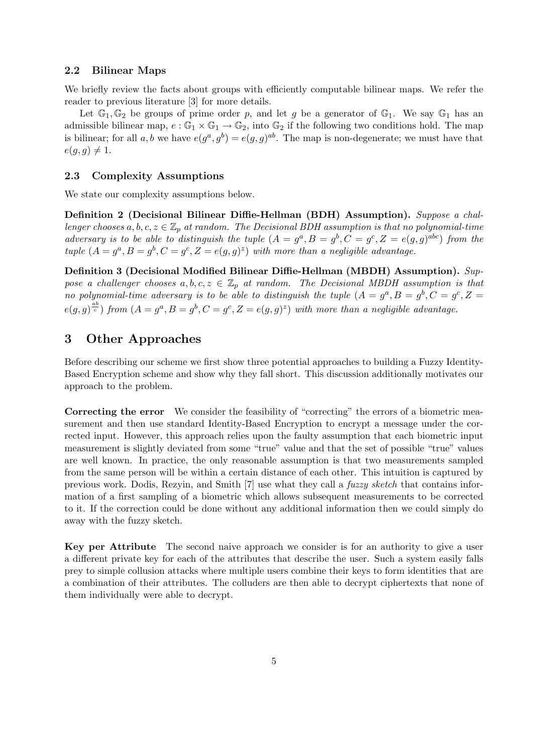### 2.2 Bilinear Maps

We briefly review the facts about groups with efficiently computable bilinear maps. We refer the reader to previous literature [3] for more details.

Let $\mathbb{G}_1, \mathbb{G}_2$ be groups of prime order $p$, and let $g$ be a generator of $\mathbb{G}_1$. We say $\mathbb{G}_1$ has an admissible bilinear map, $e : \mathbb{G}_1 \times \mathbb{G}_1 \rightarrow \mathbb{G}_2$, into $\mathbb{G}_2$ if the following two conditions hold. The map is bilinear; for all $a, b$ we have $e(g^a, g^b) = e(g, g)^{ab}$. The map is non-degenerate; we must have that $e(g, g) \neq 1$.

### 2.3 Complexity Assumptions

We state our complexity assumptions below.

**Definition 2 (Decisional Bilinear Diffie-Hellman (BDH) Assumption).** *Suppose a challenger chooses $a, b, c, z \in \mathbb{Z}_p$ at random. The Decisional BDH assumption is that no polynomial-time adversary is to be able to distinguish the tuple $(A = g^a, B = g^b, C = g^c, Z = e(g, g)^{abc})$ from the tuple $(A = g^a, B = g^b, C = g^c, Z = e(g, g)^z)$ with more than a negligible advantage.*

**Definition 3 (Decisional Modified Bilinear Diffie-Hellman (MBDH) Assumption).** *Suppose a challenger chooses $a, b, c, z \in \mathbb{Z}_p$ at random. The Decisional MBDH assumption is that no polynomial-time adversary is to be able to distinguish the tuple $(A = g^a, B = g^b, C = g^c, Z = e(g, g)^{\frac{ab}{c}})$ from $(A = g^a, B = g^b, C = g^c, Z = e(g, g)^z)$ with more than a negligible advantage.*

## 3 Other Approaches

Before describing our scheme we first show three potential approaches to building a Fuzzy Identity-Based Encryption scheme and show why they fall short. This discussion additionally motivates our approach to the problem.

**Correcting the error** We consider the feasibility of "correcting" the errors of a biometric measurement and then use standard Identity-Based Encryption to encrypt a message under the corrected input. However, this approach relies upon the faulty assumption that each biometric input measurement is slightly deviated from some "true" value and that the set of possible "true" values are well known. In practice, the only reasonable assumption is that two measurements sampled from the same person will be within a certain distance of each other. This intuition is captured by previous work. Dodis, Rezyin, and Smith [7] use what they call a *fuzzy sketch* that contains information of a first sampling of a biometric which allows subsequent measurements to be corrected to it. If the correction could be done without any additional information then we could simply do away with the fuzzy sketch.

**Key per Attribute** The second naive approach we consider is for an authority to give a user a different private key for each of the attributes that describe the user. Such a system easily falls prey to simple collusion attacks where multiple users combine their keys to form identities that are a combination of their attributes. The colluders are then able to decrypt ciphertexts that none of them individually were able to decrypt.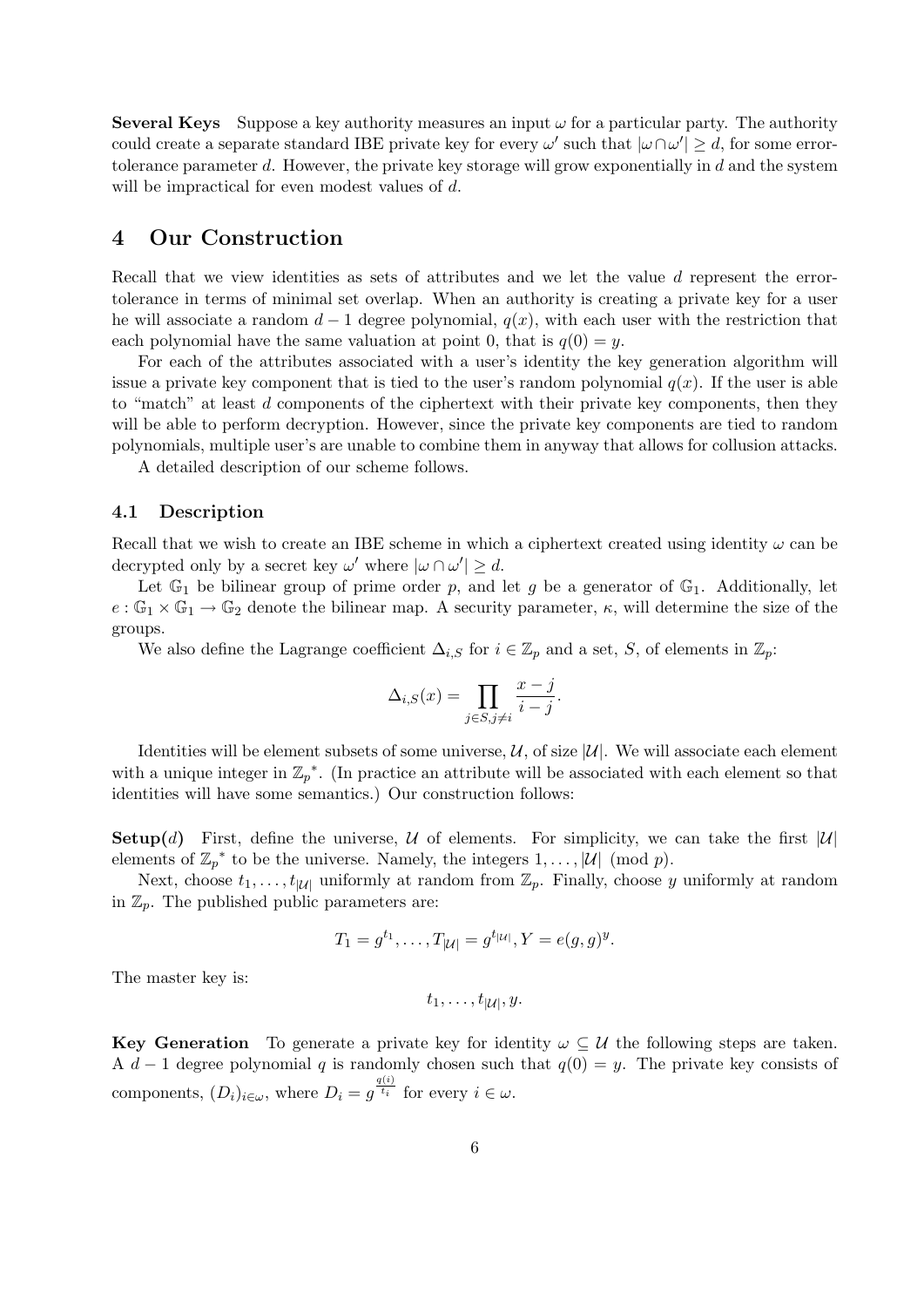**Several Keys** Suppose a key authority measures an input $\omega$ for a particular party. The authority could create a separate standard IBE private key for every $\omega'$ such that $|\omega \cap \omega'| \geq d$, for some error-tolerance parameter $d$. However, the private key storage will grow exponentially in $d$ and the system will be impractical for even modest values of $d$.

## 4 Our Construction

Recall that we view identities as sets of attributes and we let the value $d$ represent the error-tolerance in terms of minimal set overlap. When an authority is creating a private key for a user he will associate a random $d-1$ degree polynomial, $q(x)$, with each user with the restriction that each polynomial have the same valuation at point 0, that is $q(0) = y$.

For each of the attributes associated with a user's identity the key generation algorithm will issue a private key component that is tied to the user's random polynomial $q(x)$. If the user is able to "match" at least $d$ components of the ciphertext with their private key components, then they will be able to perform decryption. However, since the private key components are tied to random polynomials, multiple user's are unable to combine them in anyway that allows for collusion attacks.

A detailed description of our scheme follows.

### 4.1 Description

Recall that we wish to create an IBE scheme in which a ciphertext created using identity $\omega$ can be decrypted only by a secret key $\omega'$ where $|\omega \cap \omega'| \geq d$.

Let $\mathbb{G}_1$ be bilinear group of prime order $p$, and let $g$ be a generator of $\mathbb{G}_1$. Additionally, let $e : \mathbb{G}_1 \times \mathbb{G}_1 \rightarrow \mathbb{G}_2$ denote the bilinear map. A security parameter, $\kappa$, will determine the size of the groups.

We also define the Lagrange coefficient $\Delta_{i,S}$ for $i \in \mathbb{Z}_p$ and a set, $S$, of elements in $\mathbb{Z}_p$:

$$\Delta_{i,S}(x) = \prod_{j \in S, j \neq i} \frac{x-j}{i-j}.$$

Identities will be element subsets of some universe, $\mathcal{U}$, of size $|\mathcal{U}|$. We will associate each element with a unique integer in ${\mathbb{Z}_p}^*$. (In practice an attribute will be associated with each element so that identities will have some semantics.) Our construction follows:

**Setup($d$)** First, define the universe, $\mathcal{U}$ of elements. For simplicity, we can take the first $|\mathcal{U}|$ elements of ${\mathbb{Z}_p}^*$ to be the universe. Namely, the integers $1, \ldots, |\mathcal{U}| \pmod p$.

Next, choose $t_1, \ldots, t_{|\mathcal{U}|}$ uniformly at random from $\mathbb{Z}_p$. Finally, choose $y$ uniformly at random in $\mathbb{Z}_p$. The published public parameters are:

$$T_1 = g^{t_1}, \ldots, T_{|\mathcal{U}|} = g^{t_{|\mathcal{U}|}}, Y = e(g,g)^y.$$

The master key is:

$$t_1, \ldots, t_{|\mathcal{U}|}, y.$$

**Key Generation** To generate a private key for identity $\omega \subseteq \mathcal{U}$ the following steps are taken. A $d-1$ degree polynomial $q$ is randomly chosen such that $q(0) = y$. The private key consists of components, $(D_i)_{i \in \omega}$, where $D_i = g^{\frac{q(i)}{t_i}}$ for every $i \in \omega$.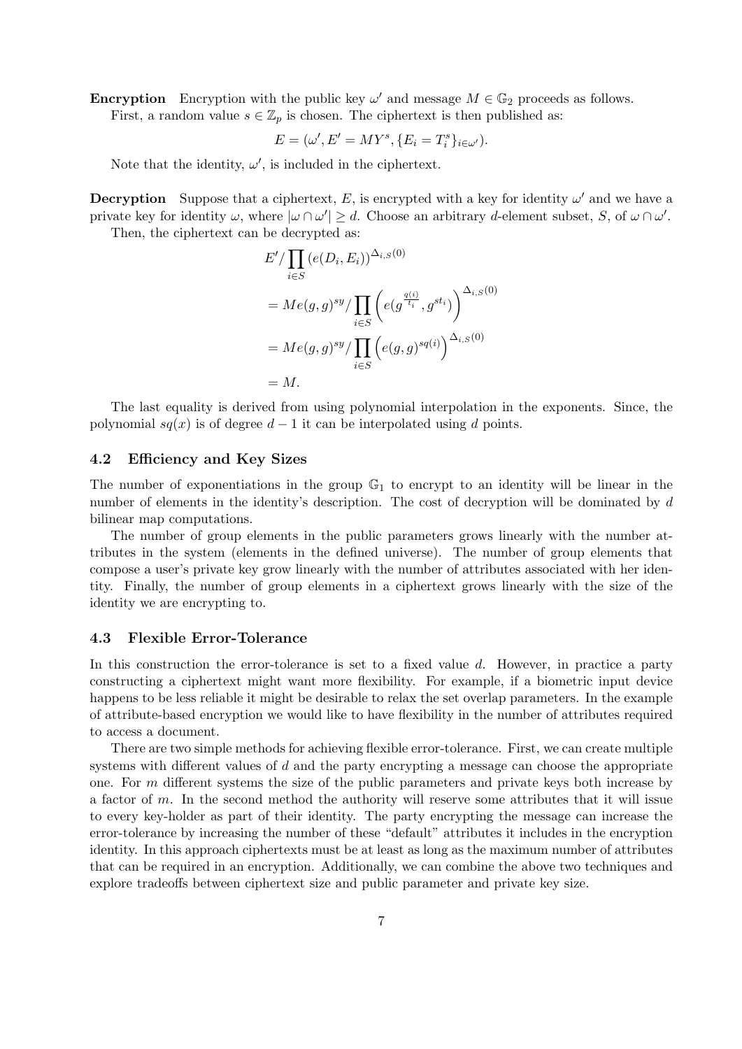**Encryption** Encryption with the public key $\omega'$ and message $M \in \mathbb{G}_2$ proceeds as follows.

First, a random value $s \in \mathbb{Z}_p$ is chosen. The ciphertext is then published as:

$$E = (\omega', E' = MY^s, \{E_i = T_i^s\}_{i \in \omega'}).$$

Note that the identity, $\omega'$, is included in the ciphertext.

**Decryption** Suppose that a ciphertext, $E$, is encrypted with a key for identity $\omega'$ and we have a private key for identity $\omega$, where $|\omega \cap \omega'| \geq d$. Choose an arbitrary $d$-element subset, $S$, of $\omega \cap \omega'$.

Then, the ciphertext can be decrypted as:

$$\begin{aligned}
&E' / \prod_{i \in S} \left(e(D_i, E_i)\right)^{\Delta_{i,S}(0)} \\
&= Me(g,g)^{sy} / \prod_{i \in S} \left( e(g^{\frac{q(i)}{t_i}}, g^{st_i}) \right)^{\Delta_{i,S}(0)} \\
&= Me(g,g)^{sy} / \prod_{i \in S} \left( e(g,g)^{sq(i)} \right)^{\Delta_{i,S}(0)} \\
&= M.
\end{aligned}$$

The last equality is derived from using polynomial interpolation in the exponents. Since, the polynomial $sq(x)$ is of degree $d-1$ it can be interpolated using $d$ points.

### 4.2 Efficiency and Key Sizes

The number of exponentiations in the group $\mathbb{G}_1$ to encrypt to an identity will be linear in the number of elements in the identity's description. The cost of decryption will be dominated by $d$ bilinear map computations.

The number of group elements in the public parameters grows linearly with the number attributes in the system (elements in the defined universe). The number of group elements that compose a user's private key grow linearly with the number of attributes associated with her identity. Finally, the number of group elements in a ciphertext grows linearly with the size of the identity we are encrypting to.

### 4.3 Flexible Error-Tolerance

In this construction the error-tolerance is set to a fixed value $d$. However, in practice a party constructing a ciphertext might want more flexibility. For example, if a biometric input device happens to be less reliable it might be desirable to relax the set overlap parameters. In the example of attribute-based encryption we would like to have flexibility in the number of attributes required to access a document.

There are two simple methods for achieving flexible error-tolerance. First, we can create multiple systems with different values of $d$ and the party encrypting a message can choose the appropriate one. For $m$ different systems the size of the public parameters and private keys both increase by a factor of $m$. In the second method the authority will reserve some attributes that it will issue to every key-holder as part of their identity. The party encrypting the message can increase the error-tolerance by increasing the number of these "default" attributes it includes in the encryption identity. In this approach ciphertexts must be at least as long as the maximum number of attributes that can be required in an encryption. Additionally, we can combine the above two techniques and explore tradeoffs between ciphertext size and public parameter and private key size.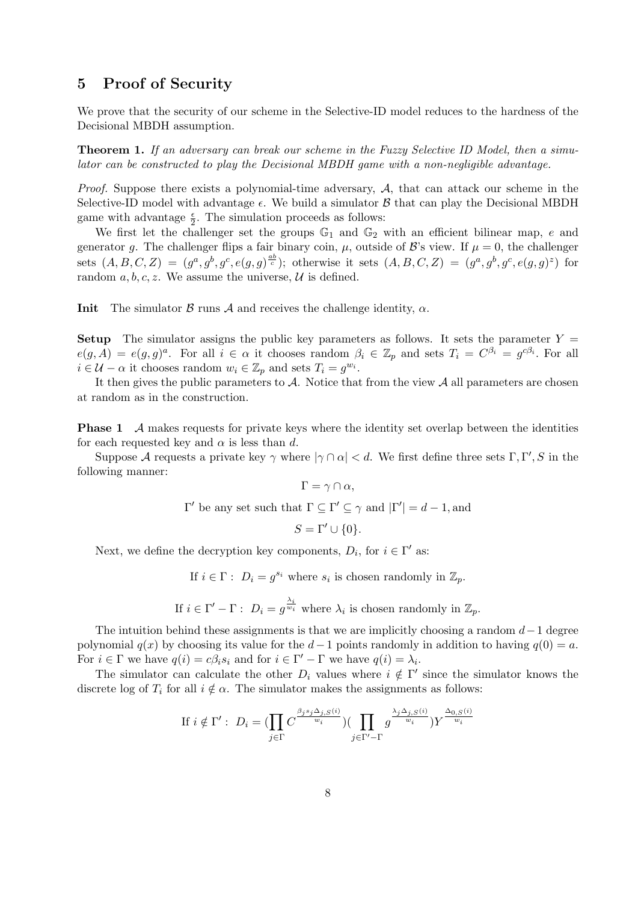## 5 Proof of Security

We prove that the security of our scheme in the Selective-ID model reduces to the hardness of the Decisional MBDH assumption.

**Theorem 1.** *If an adversary can break our scheme in the Fuzzy Selective ID Model, then a simulator can be constructed to play the Decisional MBDH game with a non-negligible advantage.*

*Proof.* Suppose there exists a polynomial-time adversary, $\mathcal{A}$, that can attack our scheme in the Selective-ID model with advantage $\epsilon$. We build a simulator $\mathcal{B}$ that can play the Decisional MBDH game with advantage $\frac{\epsilon}{2}$. The simulation proceeds as follows:

We first let the challenger set the groups $\mathbb{G}_1$ and $\mathbb{G}_2$ with an efficient bilinear map, $e$ and generator $g$. The challenger flips a fair binary coin, $\mu$, outside of $\mathcal{B}$'s view. If $\mu = 0$, the challenger sets $(A, B, C, Z) = (g^a, g^b, g^c, e(g,g)^{\frac{ab}{c}})$; otherwise it sets $(A, B, C, Z) = (g^a, g^b, g^c, e(g,g)^z)$ for random $a, b, c, z$. We assume the universe, $\mathcal{U}$ is defined.

**Init** The simulator $\mathcal{B}$ runs $\mathcal{A}$ and receives the challenge identity, $\alpha$.

**Setup** The simulator assigns the public key parameters as follows. It sets the parameter $Y = e(g, A) = e(g, g)^a$. For all $i \in \alpha$ it chooses random $\beta_i \in \mathbb{Z}_p$ and sets $T_i = C^{\beta_i} = g^{c\beta_i}$. For all $i \in \mathcal{U} - \alpha$ it chooses random $w_i \in \mathbb{Z}_p$ and sets $T_i = g^{w_i}$.

It then gives the public parameters to $\mathcal{A}$. Notice that from the view $\mathcal{A}$ all parameters are chosen at random as in the construction.

**Phase 1** $\mathcal{A}$ makes requests for private keys where the identity set overlap between the identities for each requested key and $\alpha$ is less than $d$.

Suppose $\mathcal{A}$ requests a private key $\gamma$ where $|\gamma \cap \alpha| < d$. We first define three sets $\Gamma, \Gamma', S$ in the following manner:

$$\Gamma = \gamma \cap \alpha,$$

$$\Gamma' \text{ be any set such that } \Gamma \subseteq \Gamma' \subseteq \gamma \text{ and } |\Gamma'| = d - 1, \text{and}$$

$$S = \Gamma' \cup \{0\}.$$

Next, we define the decryption key components, $D_i$, for $i \in \Gamma'$ as:

$$\text{If } i \in \Gamma: \; D_i = g^{s_i} \text{ where } s_i \text{ is chosen randomly in } \mathbb{Z}_p.$$

$$\text{If } i \in \Gamma' - \Gamma: \; D_i = g^{\frac{\lambda_i}{w_i}} \text{ where } \lambda_i \text{ is chosen randomly in } \mathbb{Z}_p.$$

The intuition behind these assignments is that we are implicitly choosing a random $d-1$ degree polynomial $q(x)$ by choosing its value for the $d-1$ points randomly in addition to having $q(0) = a$. For $i \in \Gamma$ we have $q(i) = c\beta_i s_i$ and for $i \in \Gamma' - \Gamma$ we have $q(i) = \lambda_i$.

The simulator can calculate the other $D_i$ values where $i \notin \Gamma'$ since the simulator knows the discrete log of $T_i$ for all $i \notin \alpha$. The simulator makes the assignments as follows:

$$\text{If } i \notin \Gamma': \; D_i = \Big(\prod_{j \in \Gamma} C^{\frac{\beta_j s_j \Delta_{j,S}(i)}{w_i}}\Big)\Big(\prod_{j \in \Gamma' - \Gamma} g^{\frac{\lambda_j \Delta_{j,S}(i)}{w_i}}\Big) Y^{\frac{\Delta_{0,S}(i)}{w_i}}$$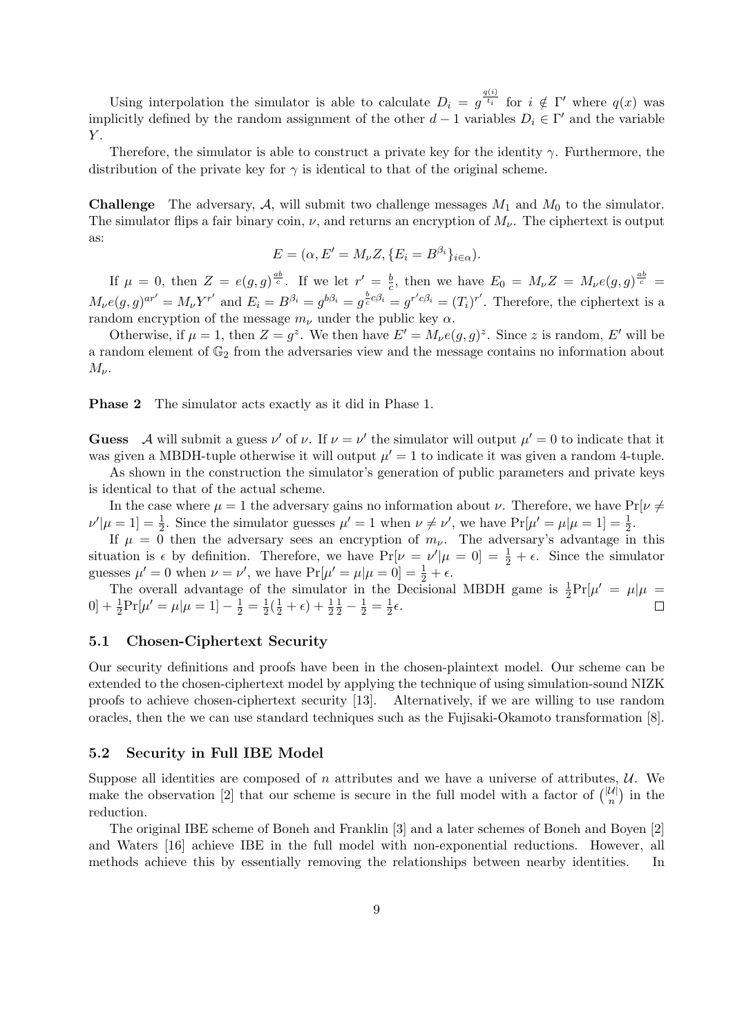Using interpolation the simulator is able to calculate $D_i = g^{\frac{q(i)}{t_i}}$ for $i \notin \Gamma'$ where $q(x)$ was implicitly defined by the random assignment of the other $d-1$ variables $D_i \in \Gamma'$ and the variable $Y$.

Therefore, the simulator is able to construct a private key for the identity $\gamma$. Furthermore, the distribution of the private key for $\gamma$ is identical to that of the original scheme.

**Challenge** The adversary, $\mathcal{A}$, will submit two challenge messages $M_1$ and $M_0$ to the simulator. The simulator flips a fair binary coin, $\nu$, and returns an encryption of $M_\nu$. The ciphertext is output as:

$$E = (\alpha, E' = M_\nu Z, \{E_i = B^{\beta_i}\}_{i \in \alpha}).$$

If $\mu = 0$, then $Z = e(g,g)^{\frac{ab}{c}}$. If we let $r' = \frac{b}{c}$, then we have $E_0 = M_\nu Z = M_\nu e(g,g)^{\frac{ab}{c}} = M_\nu e(g,g)^{ar'} = M_\nu Y^{r'}$ and $E_i = B^{\beta_i} = g^{b\beta_i} = g^{\frac{b}{c}c\beta_i} = g^{r'c\beta_i} = (T_i)^{r'}$. Therefore, the ciphertext is a random encryption of the message $m_\nu$ under the public key $\alpha$.

Otherwise, if $\mu = 1$, then $Z = g^z$. We then have $E' = M_\nu e(g,g)^z$. Since $z$ is random, $E'$ will be a random element of $\mathbb{G}_2$ from the adversaries view and the message contains no information about $M_\nu$.

**Phase 2** The simulator acts exactly as it did in Phase 1.

**Guess** $\mathcal{A}$ will submit a guess $\nu'$ of $\nu$. If $\nu = \nu'$ the simulator will output $\mu' = 0$ to indicate that it was given a MBDH-tuple otherwise it will output $\mu' = 1$ to indicate it was given a random 4-tuple.

As shown in the construction the simulator's generation of public parameters and private keys is identical to that of the actual scheme.

In the case where $\mu = 1$ the adversary gains no information about $\nu$. Therefore, we have $\Pr[\nu \neq \nu' | \mu = 1] = \frac{1}{2}$. Since the simulator guesses $\mu' = 1$ when $\nu \neq \nu'$, we have $\Pr[\mu' = \mu | \mu = 1] = \frac{1}{2}$.

If $\mu = 0$ then the adversary sees an encryption of $m_\nu$. The adversary's advantage in this situation is $\epsilon$ by definition. Therefore, we have $\Pr[\nu = \nu' | \mu = 0] = \frac{1}{2} + \epsilon$. Since the simulator guesses $\mu' = 0$ when $\nu = \nu'$, we have $\Pr[\mu' = \mu | \mu = 0] = \frac{1}{2} + \epsilon$.

The overall advantage of the simulator in the Decisional MBDH game is $\frac{1}{2}\Pr[\mu' = \mu | \mu = 0] + \frac{1}{2}\Pr[\mu' = \mu | \mu = 1] - \frac{1}{2} = \frac{1}{2}(\frac{1}{2} + \epsilon) + \frac{1}{2}\frac{1}{2} - \frac{1}{2} = \frac{1}{2}\epsilon$. $\square$

### 5.1 Chosen-Ciphertext Security

Our security definitions and proofs have been in the chosen-plaintext model. Our scheme can be extended to the chosen-ciphertext model by applying the technique of using simulation-sound NIZK proofs to achieve chosen-ciphertext security [13]. Alternatively, if we are willing to use random oracles, then the we can use standard techniques such as the Fujisaki-Okamoto transformation [8].

### 5.2 Security in Full IBE Model

Suppose all identities are composed of $n$ attributes and we have a universe of attributes, $\mathcal{U}$. We make the observation [2] that our scheme is secure in the full model with a factor of $\binom{|\mathcal{U}|}{n}$ in the reduction.

The original IBE scheme of Boneh and Franklin [3] and a later schemes of Boneh and Boyen [2] and Waters [16] achieve IBE in the full model with non-exponential reductions. However, all methods achieve this by essentially removing the relationships between nearby identities. In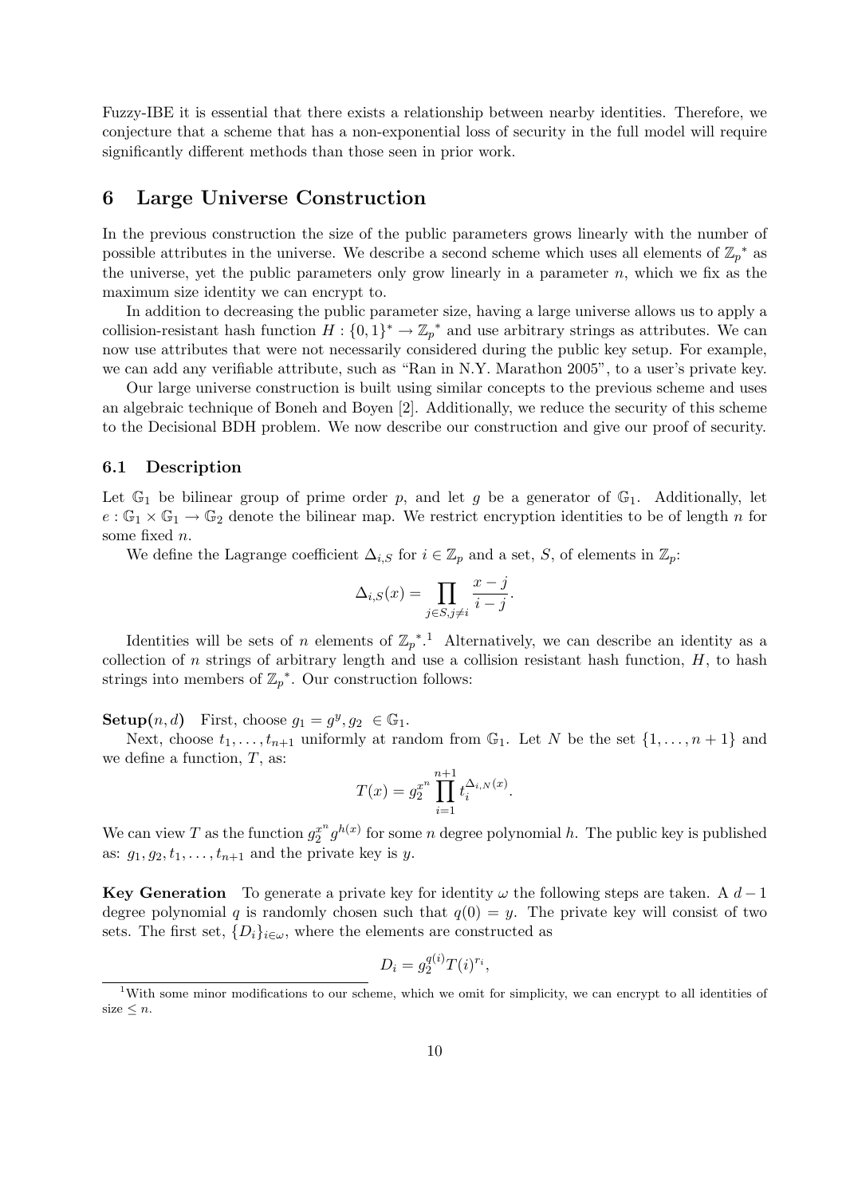Fuzzy-IBE it is essential that there exists a relationship between nearby identities. Therefore, we conjecture that a scheme that has a non-exponential loss of security in the full model will require significantly different methods than those seen in prior work.

## 6 Large Universe Construction

In the previous construction the size of the public parameters grows linearly with the number of possible attributes in the universe. We describe a second scheme which uses all elements of ${\mathbb{Z}_p}^*$ as the universe, yet the public parameters only grow linearly in a parameter $n$, which we fix as the maximum size identity we can encrypt to.

In addition to decreasing the public parameter size, having a large universe allows us to apply a collision-resistant hash function $H : \{0,1\}^* \rightarrow {\mathbb{Z}_p}^*$ and use arbitrary strings as attributes. We can now use attributes that were not necessarily considered during the public key setup. For example, we can add any verifiable attribute, such as "Ran in N.Y. Marathon 2005", to a user's private key.

Our large universe construction is built using similar concepts to the previous scheme and uses an algebraic technique of Boneh and Boyen [2]. Additionally, we reduce the security of this scheme to the Decisional BDH problem. We now describe our construction and give our proof of security.

### 6.1 Description

Let $\mathbb{G}_1$ be bilinear group of prime order $p$, and let $g$ be a generator of $\mathbb{G}_1$. Additionally, let $e : \mathbb{G}_1 \times \mathbb{G}_1 \rightarrow \mathbb{G}_2$ denote the bilinear map. We restrict encryption identities to be of length $n$ for some fixed $n$.

We define the Lagrange coefficient $\Delta_{i,S}$ for $i \in \mathbb{Z}_p$ and a set, $S$, of elements in $\mathbb{Z}_p$:

$$\Delta_{i,S}(x) = \prod_{j \in S, j \neq i} \frac{x - j}{i - j}.$$

Identities will be sets of $n$ elements of ${\mathbb{Z}_p}^*$.[1] Alternatively, we can describe an identity as a collection of $n$ strings of arbitrary length and use a collision resistant hash function, $H$, to hash strings into members of ${\mathbb{Z}_p}^*$. Our construction follows:

**Setup$(n, d)$** First, choose $g_1 = g^y, g_2 \in \mathbb{G}_1$.

Next, choose $t_1, \ldots, t_{n+1}$ uniformly at random from $\mathbb{G}_1$. Let $N$ be the set $\{1, \ldots, n+1\}$ and we define a function, $T$, as:

$$T(x) = g_2^{x^n} \prod_{i=1}^{n+1} t_i^{\Delta_{i,N}(x)}.$$

We can view $T$ as the function $g_2^{x^n} g^{h(x)}$ for some $n$ degree polynomial $h$. The public key is published as: $g_1, g_2, t_1, \ldots, t_{n+1}$ and the private key is $y$.

**Key Generation** To generate a private key for identity $\omega$ the following steps are taken. A $d-1$ degree polynomial $q$ is randomly chosen such that $q(0) = y$. The private key will consist of two sets. The first set, $\{D_i\}_{i \in \omega}$, where the elements are constructed as

$$D_i = g_2^{q(i)} T(i)^{r_i},$$

[1] With some minor modifications to our scheme, which we omit for simplicity, we can encrypt to all identities of size $\leq n$.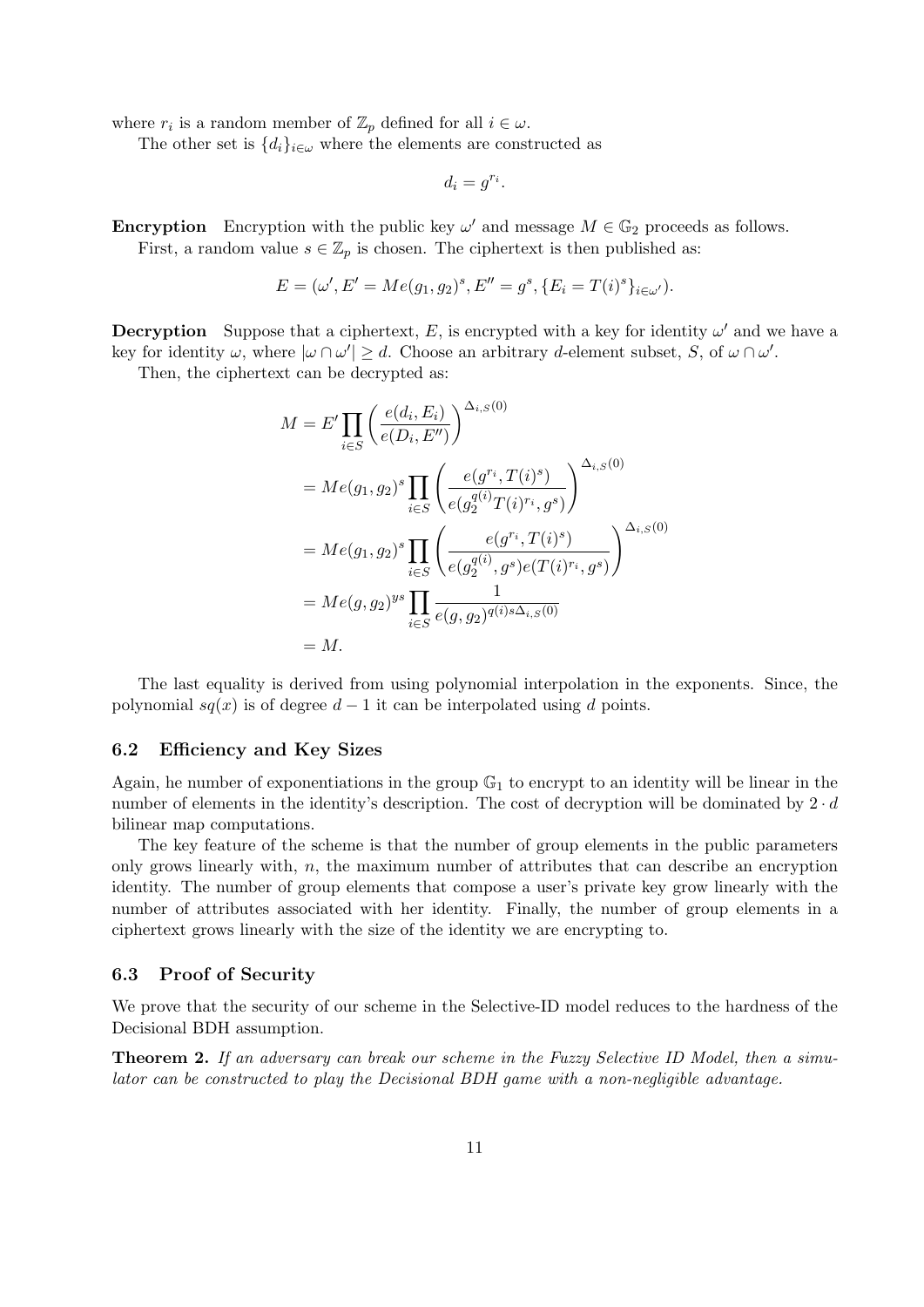where $r_i$ is a random member of $\mathbb{Z}_p$ defined for all $i \in \omega$.

The other set is $\{d_i\}_{i\in\omega}$ where the elements are constructed as

$$d_i = g^{r_i}.$$

**Encryption** Encryption with the public key $\omega'$ and message $M \in \mathbb{G}_2$ proceeds as follows.

First, a random value $s \in \mathbb{Z}_p$ is chosen. The ciphertext is then published as:

$$E = (\omega', E' = Me(g_1, g_2)^s, E'' = g^s, \{E_i = T(i)^s\}_{i\in\omega'}).$$

**Decryption** Suppose that a ciphertext, $E$, is encrypted with a key for identity $\omega'$ and we have a key for identity $\omega$, where $|\omega \cap \omega'| \geq d$. Choose an arbitrary $d$-element subset, $S$, of $\omega \cap \omega'$.

Then, the ciphertext can be decrypted as:

$$
\begin{aligned}
M &= E' \prod_{i\in S} \left( \frac{e(d_i, E_i)}{e(D_i, E'')} \right)^{\Delta_{i,S}(0)} \\
&= Me(g_1, g_2)^s \prod_{i\in S} \left( \frac{e(g^{r_i}, T(i)^s)}{e(g_2^{q(i)} T(i)^{r_i}, g^s)} \right)^{\Delta_{i,S}(0)} \\
&= Me(g_1, g_2)^s \prod_{i\in S} \left( \frac{e(g^{r_i}, T(i)^s)}{e(g_2^{q(i)}, g^s) e(T(i)^{r_i}, g^s)} \right)^{\Delta_{i,S}(0)} \\
&= Me(g, g_2)^{ys} \prod_{i\in S} \frac{1}{e(g, g_2)^{q(i)s\Delta_{i,S}(0)}} \\
&= M.
\end{aligned}
$$

The last equality is derived from using polynomial interpolation in the exponents. Since, the polynomial $sq(x)$ is of degree $d-1$ it can be interpolated using $d$ points.

### 6.2 Efficiency and Key Sizes

Again, he number of exponentiations in the group $\mathbb{G}_1$ to encrypt to an identity will be linear in the number of elements in the identity's description. The cost of decryption will be dominated by $2 \cdot d$ bilinear map computations.

The key feature of the scheme is that the number of group elements in the public parameters only grows linearly with, $n$, the maximum number of attributes that can describe an encryption identity. The number of group elements that compose a user's private key grow linearly with the number of attributes associated with her identity. Finally, the number of group elements in a ciphertext grows linearly with the size of the identity we are encrypting to.

### 6.3 Proof of Security

We prove that the security of our scheme in the Selective-ID model reduces to the hardness of the Decisional BDH assumption.

**Theorem 2.** *If an adversary can break our scheme in the Fuzzy Selective ID Model, then a simulator can be constructed to play the Decisional BDH game with a non-negligible advantage.*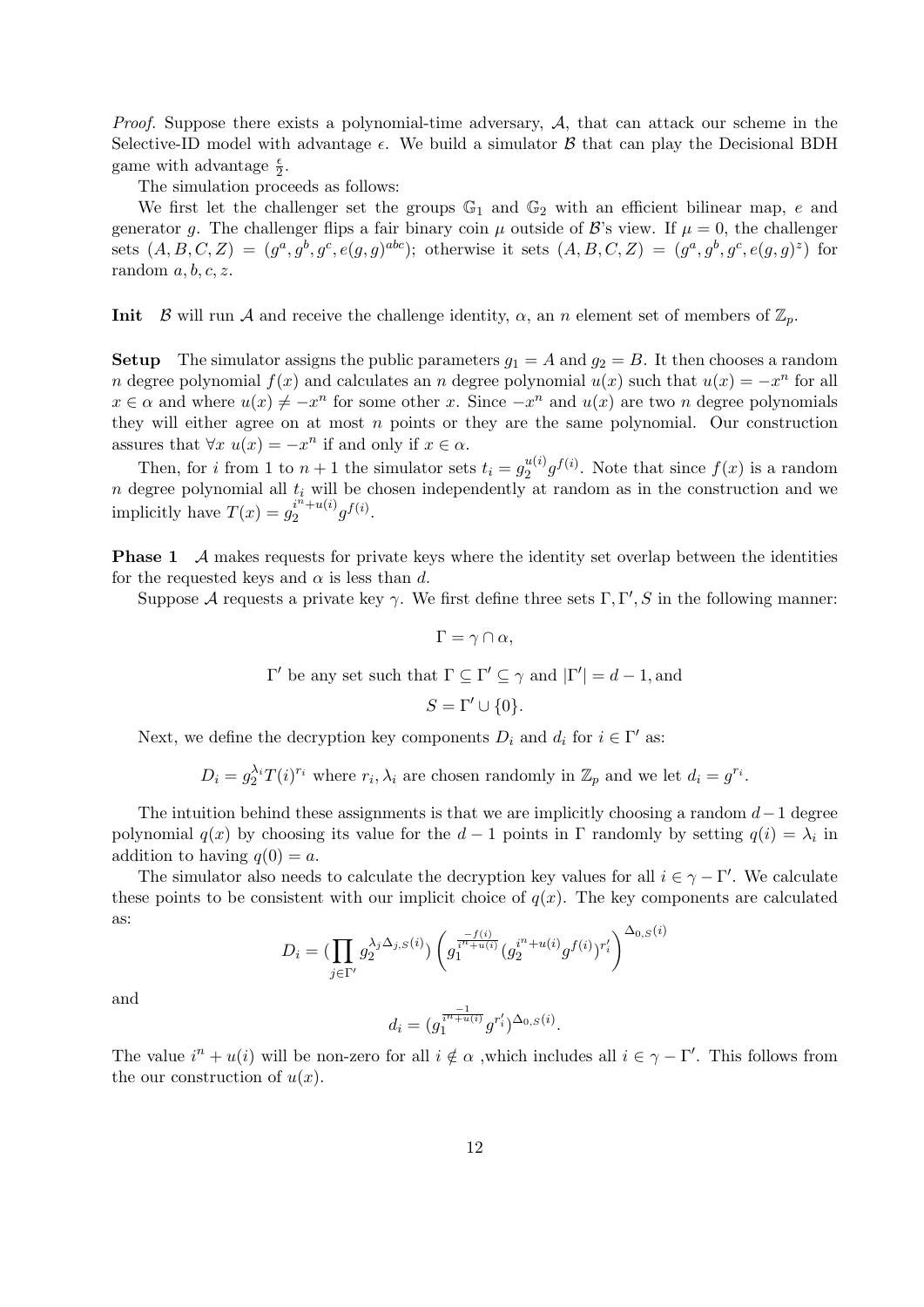*Proof.* Suppose there exists a polynomial-time adversary, $\mathcal{A}$, that can attack our scheme in the Selective-ID model with advantage $\epsilon$. We build a simulator $\mathcal{B}$ that can play the Decisional BDH game with advantage $\frac{\epsilon}{2}$.

The simulation proceeds as follows:

We first let the challenger set the groups $\mathbb{G}_1$ and $\mathbb{G}_2$ with an efficient bilinear map, $e$ and generator $g$. The challenger flips a fair binary coin $\mu$ outside of $\mathcal{B}$'s view. If $\mu = 0$, the challenger sets $(A, B, C, Z) = (g^a, g^b, g^c, e(g, g)^{abc})$; otherwise it sets $(A, B, C, Z) = (g^a, g^b, g^c, e(g, g)^z)$ for random $a, b, c, z$.

**Init** $\mathcal{B}$ will run $\mathcal{A}$ and receive the challenge identity, $\alpha$, an $n$ element set of members of $\mathbb{Z}_p$.

**Setup** The simulator assigns the public parameters $g_1 = A$ and $g_2 = B$. It then chooses a random $n$ degree polynomial $f(x)$ and calculates an $n$ degree polynomial $u(x)$ such that $u(x) = -x^n$ for all $x \in \alpha$ and where $u(x) \neq -x^n$ for some other $x$. Since $-x^n$ and $u(x)$ are two $n$ degree polynomials they will either agree on at most $n$ points or they are the same polynomial. Our construction assures that $\forall x \; u(x) = -x^n$ if and only if $x \in \alpha$.

Then, for $i$ from 1 to $n+1$ the simulator sets $t_i = g_2^{u(i)} g^{f(i)}$. Note that since $f(x)$ is a random $n$ degree polynomial all $t_i$ will be chosen independently at random as in the construction and we implicitly have $T(x) = g_2^{i^n + u(i)} g^{f(i)}$.

**Phase 1** $\mathcal{A}$ makes requests for private keys where the identity set overlap between the identities for the requested keys and $\alpha$ is less than $d$.

Suppose $\mathcal{A}$ requests a private key $\gamma$. We first define three sets $\Gamma, \Gamma', S$ in the following manner:

$$\Gamma = \gamma \cap \alpha,$$

$$\Gamma' \text{ be any set such that } \Gamma \subseteq \Gamma' \subseteq \gamma \text{ and } |\Gamma'| = d-1, \text{and}$$

$$S = \Gamma' \cup \{0\}.$$

Next, we define the decryption key components $D_i$ and $d_i$ for $i \in \Gamma'$ as:

$$D_i = g_2^{\lambda_i} T(i)^{r_i} \text{ where } r_i, \lambda_i \text{ are chosen randomly in } \mathbb{Z}_p \text{ and we let } d_i = g^{r_i}.$$

The intuition behind these assignments is that we are implicitly choosing a random $d-1$ degree polynomial $q(x)$ by choosing its value for the $d-1$ points in $\Gamma$ randomly by setting $q(i) = \lambda_i$ in addition to having $q(0) = a$.

The simulator also needs to calculate the decryption key values for all $i \in \gamma - \Gamma'$. We calculate these points to be consistent with our implicit choice of $q(x)$. The key components are calculated as:

$$D_i = \left(\prod_{j \in \Gamma'} g_2^{\lambda_j \Delta_{j,S}(i)}\right) \left( g_1^{\frac{-f(i)}{i^n + u(i)}} \left(g_2^{i^n + u(i)} g^{f(i)}\right)^{r_i'} \right)^{\Delta_{0,S}(i)}$$

and

$$d_i = \left(g_1^{\frac{-1}{i^n + u(i)}} g^{r_i'}\right)^{\Delta_{0,S}(i)}.$$

The value $i^n + u(i)$ will be non-zero for all $i \notin \alpha$ ,which includes all $i \in \gamma - \Gamma'$. This follows from the our construction of $u(x)$.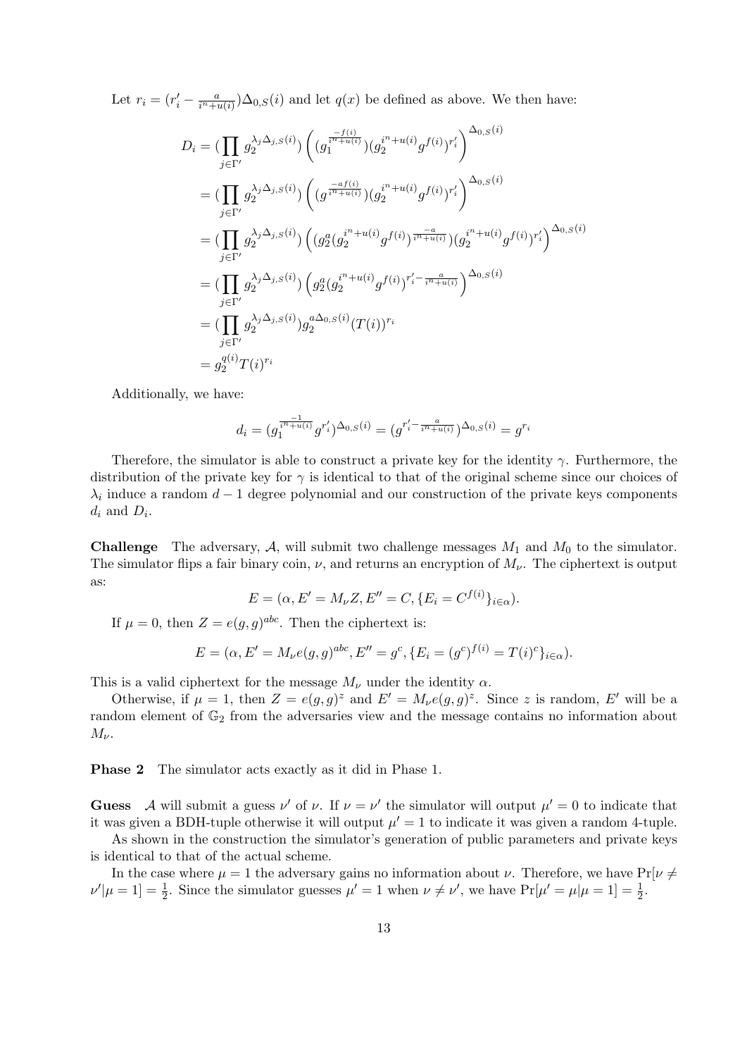Let $r_i = (r'_i - \frac{a}{i^n + u(i)})\Delta_{0,S}(i)$ and let $q(x)$ be defined as above. We then have:

$$
\begin{aligned}
D_i &= (\prod_{j \in \Gamma'} g_2^{\lambda_j \Delta_{j,S}(i)}) \left( (g_1^{\frac{-f(i)}{i^n + u(i)}})(g_2^{i^n + u(i)} g^{f(i)})^{r'_i} \right)^{\Delta_{0,S}(i)} \\
&= (\prod_{j \in \Gamma'} g_2^{\lambda_j \Delta_{j,S}(i)}) \left( (g^{\frac{-af(i)}{i^n + u(i)}})(g_2^{i^n + u(i)} g^{f(i)})^{r'_i} \right)^{\Delta_{0,S}(i)} \\
&= (\prod_{j \in \Gamma'} g_2^{\lambda_j \Delta_{j,S}(i)}) \left( (g_2^a (g_2^{i^n + u(i)} g^{f(i)})^{\frac{-a}{i^n + u(i)}})(g_2^{i^n + u(i)} g^{f(i)})^{r'_i} \right)^{\Delta_{0,S}(i)} \\
&= (\prod_{j \in \Gamma'} g_2^{\lambda_j \Delta_{j,S}(i)}) \left( g_2^a (g_2^{i^n + u(i)} g^{f(i)})^{r'_i - \frac{a}{i^n + u(i)}} \right)^{\Delta_{0,S}(i)} \\
&= (\prod_{j \in \Gamma'} g_2^{\lambda_j \Delta_{j,S}(i)}) g_2^{a \Delta_{0,S}(i)} (T(i))^{r_i} \\
&= g_2^{q(i)} T(i)^{r_i}
\end{aligned}
$$

Additionally, we have:

$$
d_i = (g_1^{\frac{-1}{i^n + u(i)}} g^{r'_i})^{\Delta_{0,S}(i)} = (g^{r'_i - \frac{a}{i^n + u(i)}})^{\Delta_{0,S}(i)} = g^{r_i}
$$

Therefore, the simulator is able to construct a private key for the identity $\gamma$. Furthermore, the distribution of the private key for $\gamma$ is identical to that of the original scheme since our choices of $\lambda_i$ induce a random $d-1$ degree polynomial and our construction of the private keys components $d_i$ and $D_i$.

**Challenge** The adversary, $\mathcal{A}$, will submit two challenge messages $M_1$ and $M_0$ to the simulator. The simulator flips a fair binary coin, $\nu$, and returns an encryption of $M_\nu$. The ciphertext is output as:

$$
E = (\alpha, E' = M_\nu Z, E'' = C, \{E_i = C^{f(i)}\}_{i \in \alpha}).
$$

If $\mu = 0$, then $Z = e(g,g)^{abc}$. Then the ciphertext is:

$$
E = (\alpha, E' = M_\nu e(g,g)^{abc}, E'' = g^c, \{E_i = (g^c)^{f(i)} = T(i)^c\}_{i \in \alpha}).
$$

This is a valid ciphertext for the message $M_\nu$ under the identity $\alpha$.

Otherwise, if $\mu = 1$, then $Z = e(g,g)^z$ and $E' = M_\nu e(g,g)^z$. Since $z$ is random, $E'$ will be a random element of $\mathbb{G}_2$ from the adversaries view and the message contains no information about $M_\nu$.

**Phase 2** The simulator acts exactly as it did in Phase 1.

**Guess** $\mathcal{A}$ will submit a guess $\nu'$ of $\nu$. If $\nu = \nu'$ the simulator will output $\mu' = 0$ to indicate that it was given a BDH-tuple otherwise it will output $\mu' = 1$ to indicate it was given a random 4-tuple.

As shown in the construction the simulator's generation of public parameters and private keys is identical to that of the actual scheme.

In the case where $\mu = 1$ the adversary gains no information about $\nu$. Therefore, we have $\Pr[\nu \neq \nu' | \mu = 1] = \frac{1}{2}$. Since the simulator guesses $\mu' = 1$ when $\nu \neq \nu'$, we have $\Pr[\mu' = \mu | \mu = 1] = \frac{1}{2}$.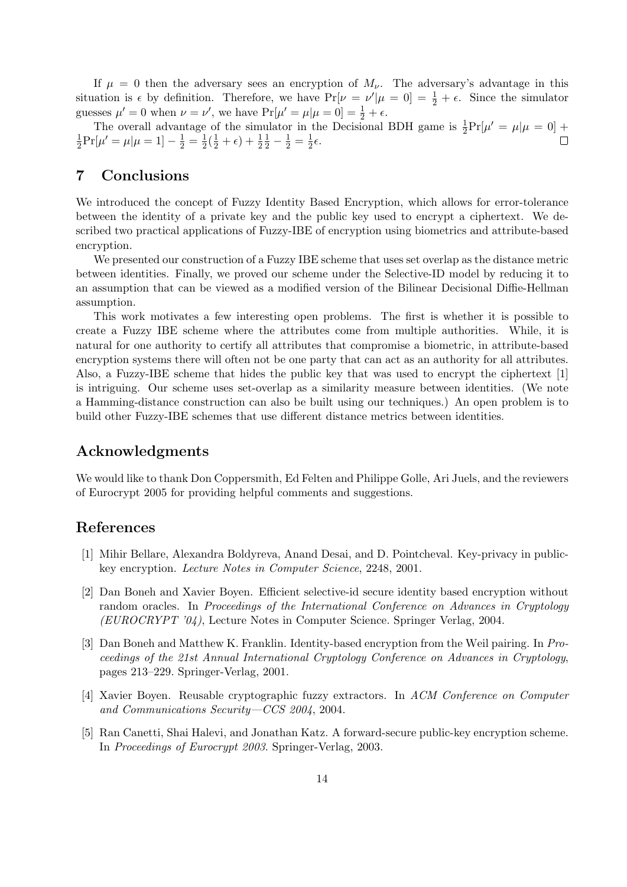If $\mu = 0$ then the adversary sees an encryption of $M_\nu$. The adversary's advantage in this situation is $\epsilon$ by definition. Therefore, we have $\Pr[\nu = \nu' | \mu = 0] = \frac{1}{2} + \epsilon$. Since the simulator guesses $\mu' = 0$ when $\nu = \nu'$, we have $\Pr[\mu' = \mu | \mu = 0] = \frac{1}{2} + \epsilon$.

The overall advantage of the simulator in the Decisional BDH game is $\frac{1}{2}\Pr[\mu' = \mu | \mu = 0] + \frac{1}{2}\Pr[\mu' = \mu | \mu = 1] - \frac{1}{2} = \frac{1}{2}(\frac{1}{2} + \epsilon) + \frac{1}{2}\frac{1}{2} - \frac{1}{2} = \frac{1}{2}\epsilon$. □

## 7 Conclusions

We introduced the concept of Fuzzy Identity Based Encryption, which allows for error-tolerance between the identity of a private key and the public key used to encrypt a ciphertext. We described two practical applications of Fuzzy-IBE of encryption using biometrics and attribute-based encryption.

We presented our construction of a Fuzzy IBE scheme that uses set overlap as the distance metric between identities. Finally, we proved our scheme under the Selective-ID model by reducing it to an assumption that can be viewed as a modified version of the Bilinear Decisional Diffie-Hellman assumption.

This work motivates a few interesting open problems. The first is whether it is possible to create a Fuzzy IBE scheme where the attributes come from multiple authorities. While, it is natural for one authority to certify all attributes that compromise a biometric, in attribute-based encryption systems there will often not be one party that can act as an authority for all attributes. Also, a Fuzzy-IBE scheme that hides the public key that was used to encrypt the ciphertext [1] is intriguing. Our scheme uses set-overlap as a similarity measure between identities. (We note a Hamming-distance construction can also be built using our techniques.) An open problem is to build other Fuzzy-IBE schemes that use different distance metrics between identities.

## Acknowledgments

We would like to thank Don Coppersmith, Ed Felten and Philippe Golle, Ari Juels, and the reviewers of Eurocrypt 2005 for providing helpful comments and suggestions.

## References

[1] Mihir Bellare, Alexandra Boldyreva, Anand Desai, and D. Pointcheval. Key-privacy in public-key encryption. *Lecture Notes in Computer Science*, 2248, 2001.

[2] Dan Boneh and Xavier Boyen. Efficient selective-id secure identity based encryption without random oracles. In *Proceedings of the International Conference on Advances in Cryptology (EUROCRYPT '04)*, Lecture Notes in Computer Science. Springer Verlag, 2004.

[3] Dan Boneh and Matthew K. Franklin. Identity-based encryption from the Weil pairing. In *Proceedings of the 21st Annual International Cryptology Conference on Advances in Cryptology*, pages 213–229. Springer-Verlag, 2001.

[4] Xavier Boyen. Reusable cryptographic fuzzy extractors. In *ACM Conference on Computer and Communications Security—CCS 2004*, 2004.

[5] Ran Canetti, Shai Halevi, and Jonathan Katz. A forward-secure public-key encryption scheme. In *Proceedings of Eurocrypt 2003*. Springer-Verlag, 2003.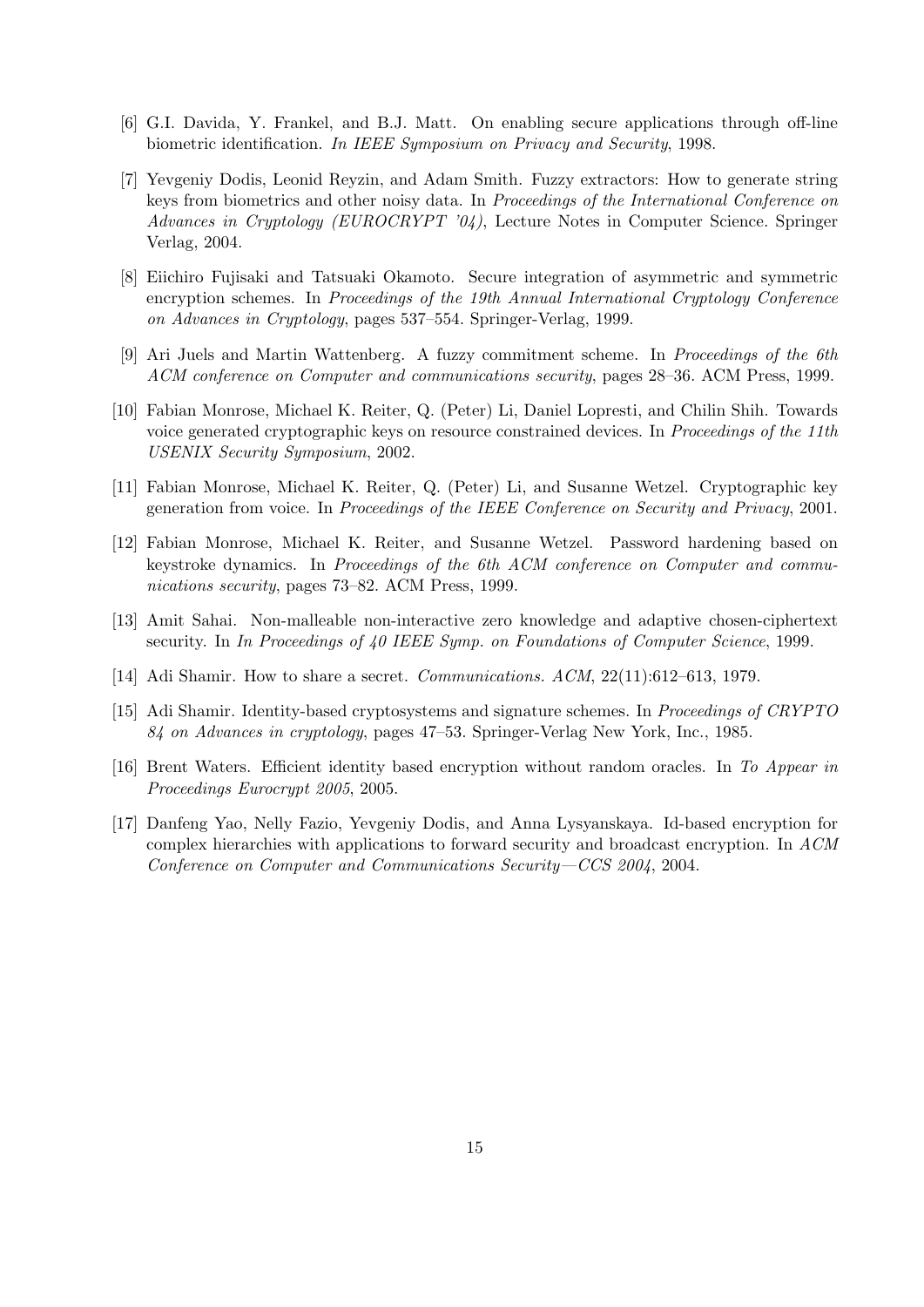[6] G.I. Davida, Y. Frankel, and B.J. Matt. On enabling secure applications through off-line biometric identification. *In IEEE Symposium on Privacy and Security*, 1998.

[7] Yevgeniy Dodis, Leonid Reyzin, and Adam Smith. Fuzzy extractors: How to generate string keys from biometrics and other noisy data. In *Proceedings of the International Conference on Advances in Cryptology (EUROCRYPT '04)*, Lecture Notes in Computer Science. Springer Verlag, 2004.

[8] Eiichiro Fujisaki and Tatsuaki Okamoto. Secure integration of asymmetric and symmetric encryption schemes. In *Proceedings of the 19th Annual International Cryptology Conference on Advances in Cryptology*, pages 537–554. Springer-Verlag, 1999.

[9] Ari Juels and Martin Wattenberg. A fuzzy commitment scheme. In *Proceedings of the 6th ACM conference on Computer and communications security*, pages 28–36. ACM Press, 1999.

[10] Fabian Monrose, Michael K. Reiter, Q. (Peter) Li, Daniel Lopresti, and Chilin Shih. Towards voice generated cryptographic keys on resource constrained devices. In *Proceedings of the 11th USENIX Security Symposium*, 2002.

[11] Fabian Monrose, Michael K. Reiter, Q. (Peter) Li, and Susanne Wetzel. Cryptographic key generation from voice. In *Proceedings of the IEEE Conference on Security and Privacy*, 2001.

[12] Fabian Monrose, Michael K. Reiter, and Susanne Wetzel. Password hardening based on keystroke dynamics. In *Proceedings of the 6th ACM conference on Computer and communications security*, pages 73–82. ACM Press, 1999.

[13] Amit Sahai. Non-malleable non-interactive zero knowledge and adaptive chosen-ciphertext security. In *In Proceedings of 40 IEEE Symp. on Foundations of Computer Science*, 1999.

[14] Adi Shamir. How to share a secret. *Communications. ACM*, 22(11):612–613, 1979.

[15] Adi Shamir. Identity-based cryptosystems and signature schemes. In *Proceedings of CRYPTO 84 on Advances in cryptology*, pages 47–53. Springer-Verlag New York, Inc., 1985.

[16] Brent Waters. Efficient identity based encryption without random oracles. In *To Appear in Proceedings Eurocrypt 2005*, 2005.

[17] Danfeng Yao, Nelly Fazio, Yevgeniy Dodis, and Anna Lysyanskaya. Id-based encryption for complex hierarchies with applications to forward security and broadcast encryption. In *ACM Conference on Computer and Communications Security—CCS 2004*, 2004.